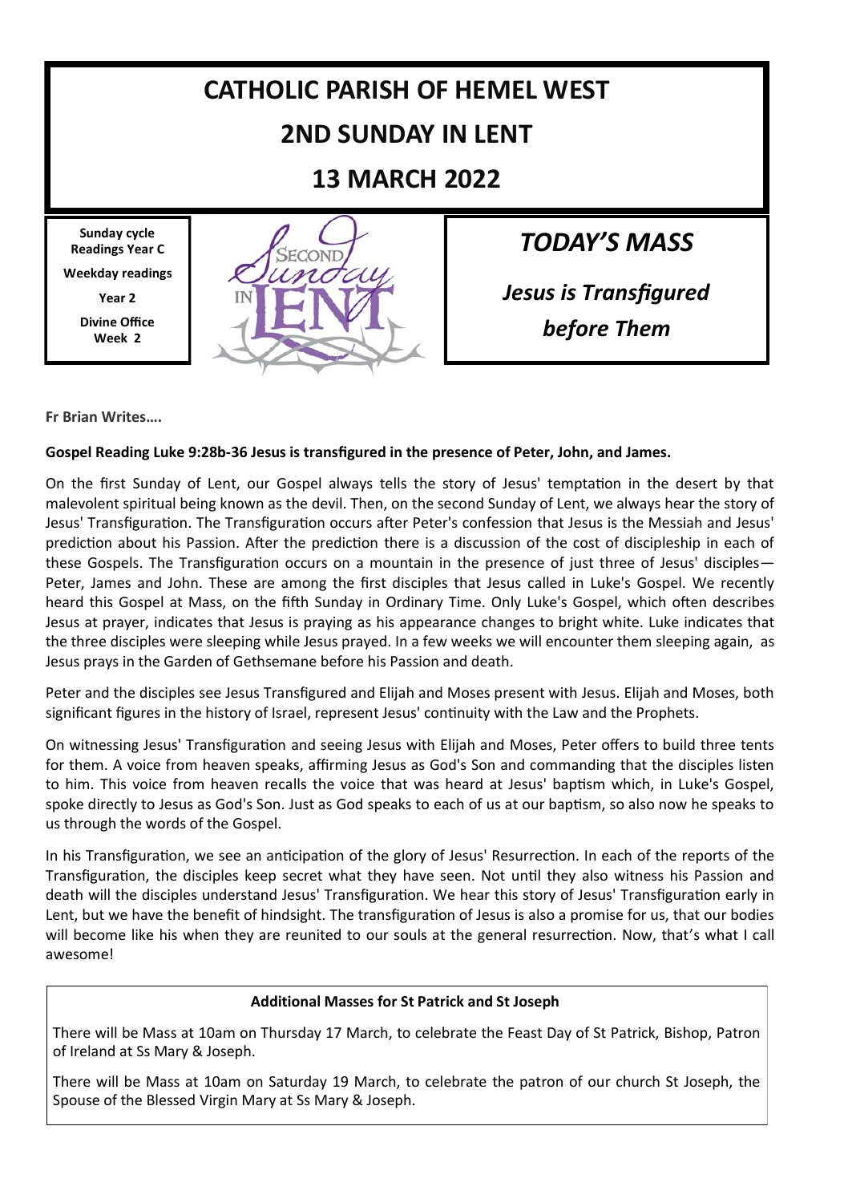# CATHOLIC PARISH OF HEMEL WEST

# 2ND SUNDAY IN LENT

# 13 MARCH 2022

**Sunday cycle Readings Year C**

**Weekday readings**

**Year 2**

**Divine Office Week 2**

## *TODAY'S MASS*

### *Jesus is Transfigured before Them*

**Fr Brian Writes….**

**Gospel Reading Luke 9:28b-36 Jesus is transfigured in the presence of Peter, John, and James.**

On the first Sunday of Lent, our Gospel always tells the story of Jesus' temptation in the desert by that malevolent spiritual being known as the devil. Then, on the second Sunday of Lent, we always hear the story of Jesus' Transfiguration. The Transfiguration occurs after Peter's confession that Jesus is the Messiah and Jesus' prediction about his Passion. After the prediction there is a discussion of the cost of discipleship in each of these Gospels. The Transfiguration occurs on a mountain in the presence of just three of Jesus' disciples—Peter, James and John. These are among the first disciples that Jesus called in Luke's Gospel. We recently heard this Gospel at Mass, on the fifth Sunday in Ordinary Time. Only Luke's Gospel, which often describes Jesus at prayer, indicates that Jesus is praying as his appearance changes to bright white. Luke indicates that the three disciples were sleeping while Jesus prayed. In a few weeks we will encounter them sleeping again, as Jesus prays in the Garden of Gethsemane before his Passion and death.

Peter and the disciples see Jesus Transfigured and Elijah and Moses present with Jesus. Elijah and Moses, both significant figures in the history of Israel, represent Jesus' continuity with the Law and the Prophets.

On witnessing Jesus' Transfiguration and seeing Jesus with Elijah and Moses, Peter offers to build three tents for them. A voice from heaven speaks, affirming Jesus as God's Son and commanding that the disciples listen to him. This voice from heaven recalls the voice that was heard at Jesus' baptism which, in Luke's Gospel, spoke directly to Jesus as God's Son. Just as God speaks to each of us at our baptism, so also now he speaks to us through the words of the Gospel.

In his Transfiguration, we see an anticipation of the glory of Jesus' Resurrection. In each of the reports of the Transfiguration, the disciples keep secret what they have seen. Not until they also witness his Passion and death will the disciples understand Jesus' Transfiguration. We hear this story of Jesus' Transfiguration early in Lent, but we have the benefit of hindsight. The transfiguration of Jesus is also a promise for us, that our bodies will become like his when they are reunited to our souls at the general resurrection. Now, that's what I call awesome!

**Additional Masses for St Patrick and St Joseph**

There will be Mass at 10am on Thursday 17 March, to celebrate the Feast Day of St Patrick, Bishop, Patron of Ireland at Ss Mary & Joseph.

There will be Mass at 10am on Saturday 19 March, to celebrate the patron of our church St Joseph, the Spouse of the Blessed Virgin Mary at Ss Mary & Joseph.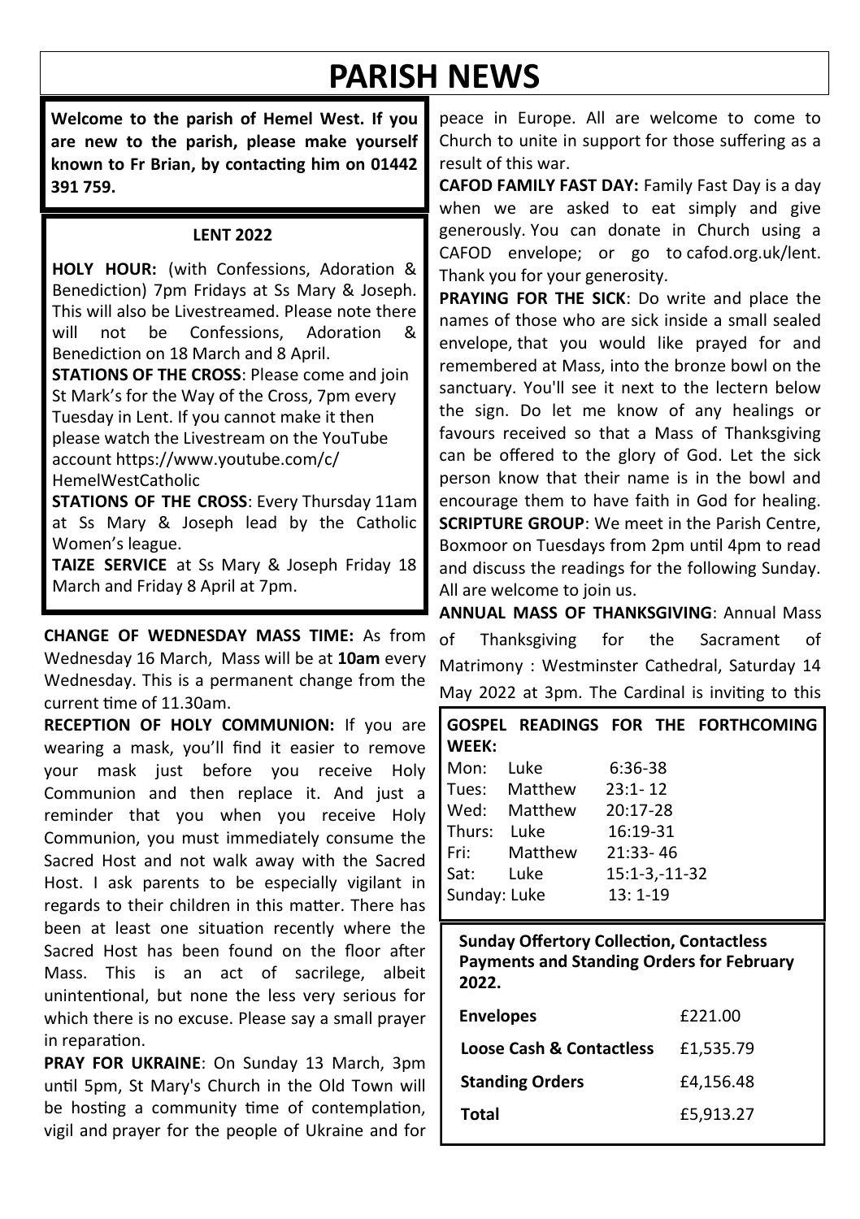# PARISH NEWS

**Welcome to the parish of Hemel West. If you are new to the parish, please make yourself known to Fr Brian, by contacting him on 01442 391 759.**

### LENT 2022

**HOLY HOUR:** (with Confessions, Adoration & Benediction) 7pm Fridays at Ss Mary & Joseph. This will also be Livestreamed. Please note there will not be Confessions, Adoration & Benediction on 18 March and 8 April.

**STATIONS OF THE CROSS**: Please come and join St Mark's for the Way of the Cross, 7pm every Tuesday in Lent. If you cannot make it then please watch the Livestream on the YouTube account https://www.youtube.com/c/HemelWestCatholic

**STATIONS OF THE CROSS**: Every Thursday 11am at Ss Mary & Joseph lead by the Catholic Women's league.

**TAIZE SERVICE** at Ss Mary & Joseph Friday 18 March and Friday 8 April at 7pm.

**CHANGE OF WEDNESDAY MASS TIME:** As from Wednesday 16 March, Mass will be at **10am** every Wednesday. This is a permanent change from the current time of 11.30am.

**RECEPTION OF HOLY COMMUNION:** If you are wearing a mask, you'll find it easier to remove your mask just before you receive Holy Communion and then replace it. And just a reminder that you when you receive Holy Communion, you must immediately consume the Sacred Host and not walk away with the Sacred Host. I ask parents to be especially vigilant in regards to their children in this matter. There has been at least one situation recently where the Sacred Host has been found on the floor after Mass. This is an act of sacrilege, albeit unintentional, but none the less very serious for which there is no excuse. Please say a small prayer in reparation.

**PRAY FOR UKRAINE**: On Sunday 13 March, 3pm until 5pm, St Mary's Church in the Old Town will be hosting a community time of contemplation, vigil and prayer for the people of Ukraine and for peace in Europe. All are welcome to come to Church to unite in support for those suffering as a result of this war.

**CAFOD FAMILY FAST DAY:** Family Fast Day is a day when we are asked to eat simply and give generously. You can donate in Church using a CAFOD envelope; or go to cafod.org.uk/lent. Thank you for your generosity.

**PRAYING FOR THE SICK**: Do write and place the names of those who are sick inside a small sealed envelope, that you would like prayed for and remembered at Mass, into the bronze bowl on the sanctuary. You'll see it next to the lectern below the sign. Do let me know of any healings or favours received so that a Mass of Thanksgiving can be offered to the glory of God. Let the sick person know that their name is in the bowl and encourage them to have faith in God for healing.

**SCRIPTURE GROUP**: We meet in the Parish Centre, Boxmoor on Tuesdays from 2pm until 4pm to read and discuss the readings for the following Sunday. All are welcome to join us.

**ANNUAL MASS OF THANKSGIVING**: Annual Mass of Thanksgiving for the Sacrament of Matrimony : Westminster Cathedral, Saturday 14 May 2022 at 3pm. The Cardinal is inviting to this

**GOSPEL READINGS FOR THE FORTHCOMING WEEK:**

| | | |
|---|---|---|
| Mon: | Luke | 6:36-38 |
| Tues: | Matthew | 23:1- 12 |
| Wed: | Matthew | 20:17-28 |
| Thurs: | Luke | 16:19-31 |
| Fri: | Matthew | 21:33- 46 |
| Sat: | Luke | 15:1-3,-11-32 |
| Sunday: | Luke | 13: 1-19 |

**Sunday Offertory Collection, Contactless Payments and Standing Orders for February 2022.**

| | |
|---|---|
| **Envelopes** | £221.00 |
| **Loose Cash & Contactless** | £1,535.79 |
| **Standing Orders** | £4,156.48 |
| **Total** | £5,913.27 |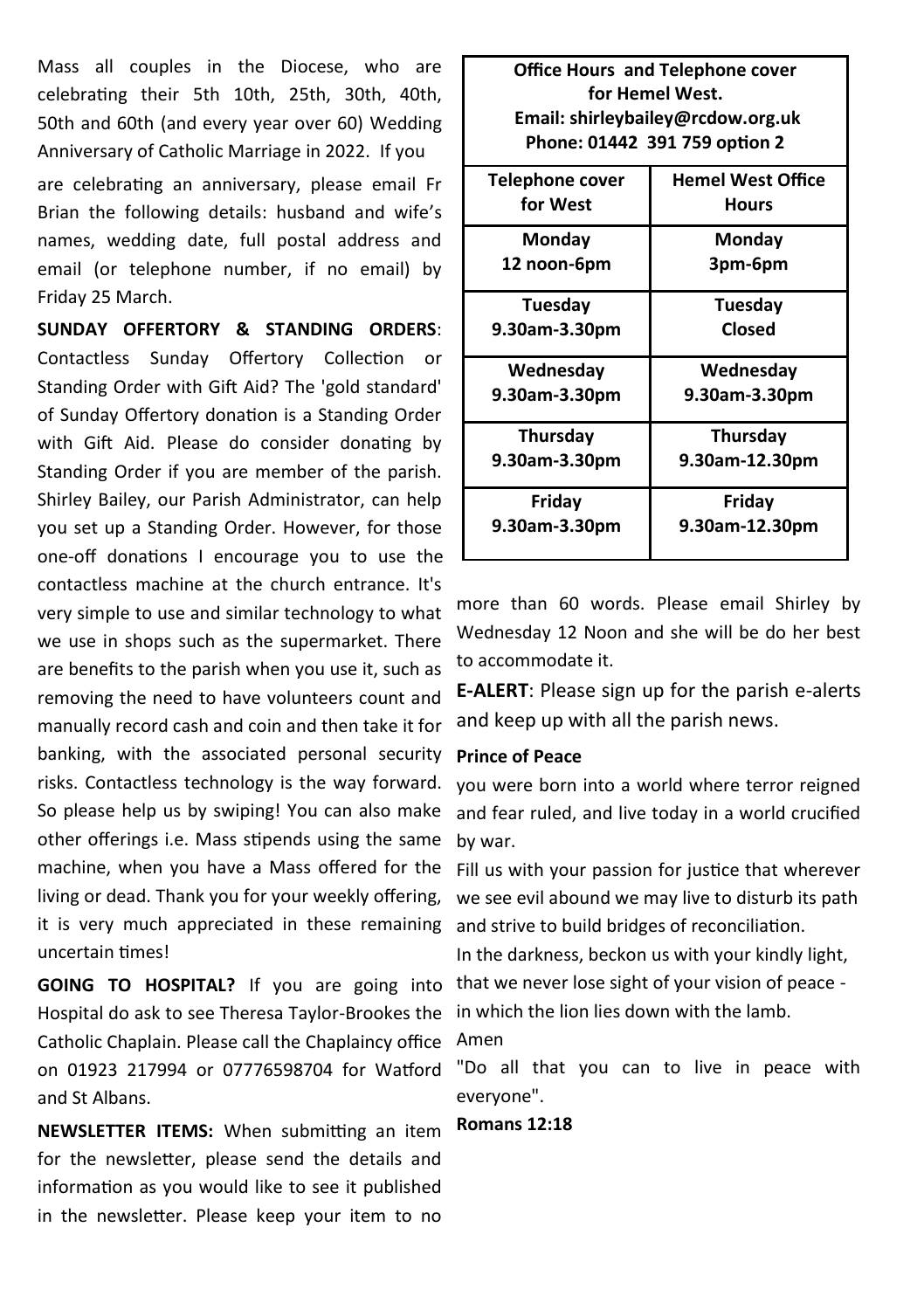Mass all couples in the Diocese, who are celebrating their 5th 10th, 25th, 30th, 40th, 50th and 60th (and every year over 60) Wedding Anniversary of Catholic Marriage in 2022. If you are celebrating an anniversary, please email Fr Brian the following details: husband and wife's names, wedding date, full postal address and email (or telephone number, if no email) by Friday 25 March.

**SUNDAY OFFERTORY & STANDING ORDERS**: Contactless Sunday Offertory Collection or Standing Order with Gift Aid? The 'gold standard' of Sunday Offertory donation is a Standing Order with Gift Aid. Please do consider donating by Standing Order if you are member of the parish. Shirley Bailey, our Parish Administrator, can help you set up a Standing Order. However, for those one-off donations I encourage you to use the contactless machine at the church entrance. It's very simple to use and similar technology to what we use in shops such as the supermarket. There are benefits to the parish when you use it, such as removing the need to have volunteers count and manually record cash and coin and then take it for banking, with the associated personal security risks. Contactless technology is the way forward. So please help us by swiping! You can also make other offerings i.e. Mass stipends using the same machine, when you have a Mass offered for the living or dead. Thank you for your weekly offering, it is very much appreciated in these remaining uncertain times!

**GOING TO HOSPITAL?** If you are going into Hospital do ask to see Theresa Taylor-Brookes the Catholic Chaplain. Please call the Chaplaincy office on 01923 217994 or 07776598704 for Watford and St Albans.

**NEWSLETTER ITEMS:** When submitting an item for the newsletter, please send the details and information as you would like to see it published in the newsletter. Please keep your item to no more than 60 words. Please email Shirley by Wednesday 12 Noon and she will be do her best to accommodate it.

**Office Hours and Telephone cover for Hemel West.**
**Email: shirleybailey@rcdow.org.uk**
**Phone: 01442 391 759 option 2**

| Telephone cover for West | Hemel West Office Hours |
|---|---|
| **Monday** 12 noon-6pm | **Monday** 3pm-6pm |
| **Tuesday** 9.30am-3.30pm | **Tuesday** Closed |
| **Wednesday** 9.30am-3.30pm | **Wednesday** 9.30am-3.30pm |
| **Thursday** 9.30am-3.30pm | **Thursday** 9.30am-12.30pm |
| **Friday** 9.30am-3.30pm | **Friday** 9.30am-12.30pm |

**E-ALERT**: Please sign up for the parish e-alerts and keep up with all the parish news.

**Prince of Peace**

you were born into a world where terror reigned and fear ruled, and live today in a world crucified by war.

Fill us with your passion for justice that wherever we see evil abound we may live to disturb its path and strive to build bridges of reconciliation.

In the darkness, beckon us with your kindly light, that we never lose sight of your vision of peace - in which the lion lies down with the lamb.

Amen

"Do all that you can to live in peace with everyone".

**Romans 12:18**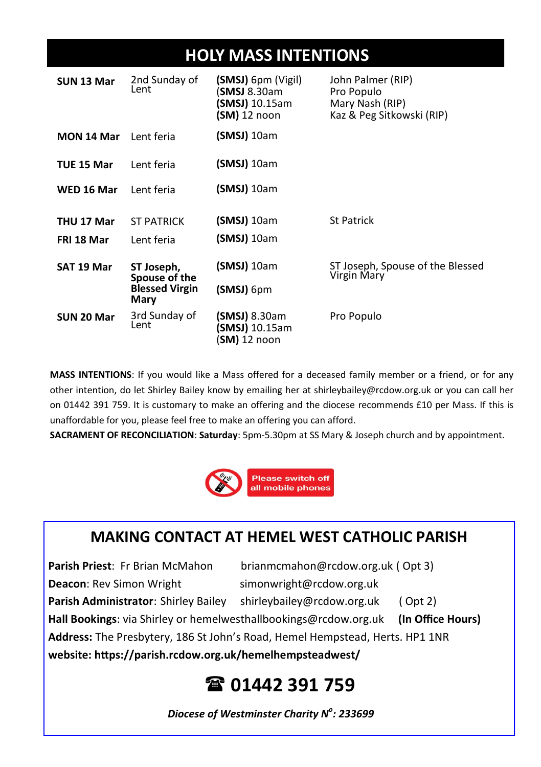# HOLY MASS INTENTIONS

| | | | |
|---|---|---|---|
| **SUN 13 Mar** | 2nd Sunday of Lent | **(SMSJ)** 6pm (Vigil)<br>(**SMSJ** 8.30am<br>**(SMSJ)** 10.15am<br>**(SM)** 12 noon | John Palmer (RIP)<br>Pro Populo<br>Mary Nash (RIP)<br>Kaz & Peg Sitkowski (RIP) |
| **MON 14 Mar** | Lent feria | **(SMSJ)** 10am | |
| **TUE 15 Mar** | Lent feria | **(SMSJ)** 10am | |
| **WED 16 Mar** | Lent feria | **(SMSJ)** 10am | |
| **THU 17 Mar** | ST PATRICK | **(SMSJ)** 10am | St Patrick |
| **FRI 18 Mar** | Lent feria | **(SMSJ)** 10am | |
| **SAT 19 Mar** | **ST Joseph, Spouse of the Blessed Virgin Mary** | **(SMSJ)** 10am<br>**(SMSJ)** 6pm | ST Joseph, Spouse of the Blessed Virgin Mary |
| **SUN 20 Mar** | 3rd Sunday of Lent | **(SMSJ)** 8.30am<br>**(SMSJ)** 10.15am<br>(**SM)** 12 noon | Pro Populo |

**MASS INTENTIONS**: If you would like a Mass offered for a deceased family member or a friend, or for any other intention, do let Shirley Bailey know by emailing her at shirleybailey@rcdow.org.uk or you can call her on 01442 391 759. It is customary to make an offering and the diocese recommends £10 per Mass. If this is unaffordable for you, please feel free to make an offering you can afford.

**SACRAMENT OF RECONCILIATION**: **Saturday**: 5pm-5.30pm at SS Mary & Joseph church and by appointment.

Please switch off all mobile phones

## MAKING CONTACT AT HEMEL WEST CATHOLIC PARISH

**Parish Priest**: Fr Brian McMahon brianmcmahon@rcdow.org.uk ( Opt 3)

**Deacon**: Rev Simon Wright simonwright@rcdow.org.uk

**Parish Administrator**: Shirley Bailey shirleybailey@rcdow.org.uk ( Opt 2)

**Hall Bookings**: via Shirley or hemelwesthallbookings@rcdow.org.uk **(In Office Hours)**

**Address:** The Presbytery, 186 St John's Road, Hemel Hempstead, Herts. HP1 1NR

**website: https://parish.rcdow.org.uk/hemelhempsteadwest/**

## ☎ 01442 391 759

***Diocese of Westminster Charity N°: 233699***